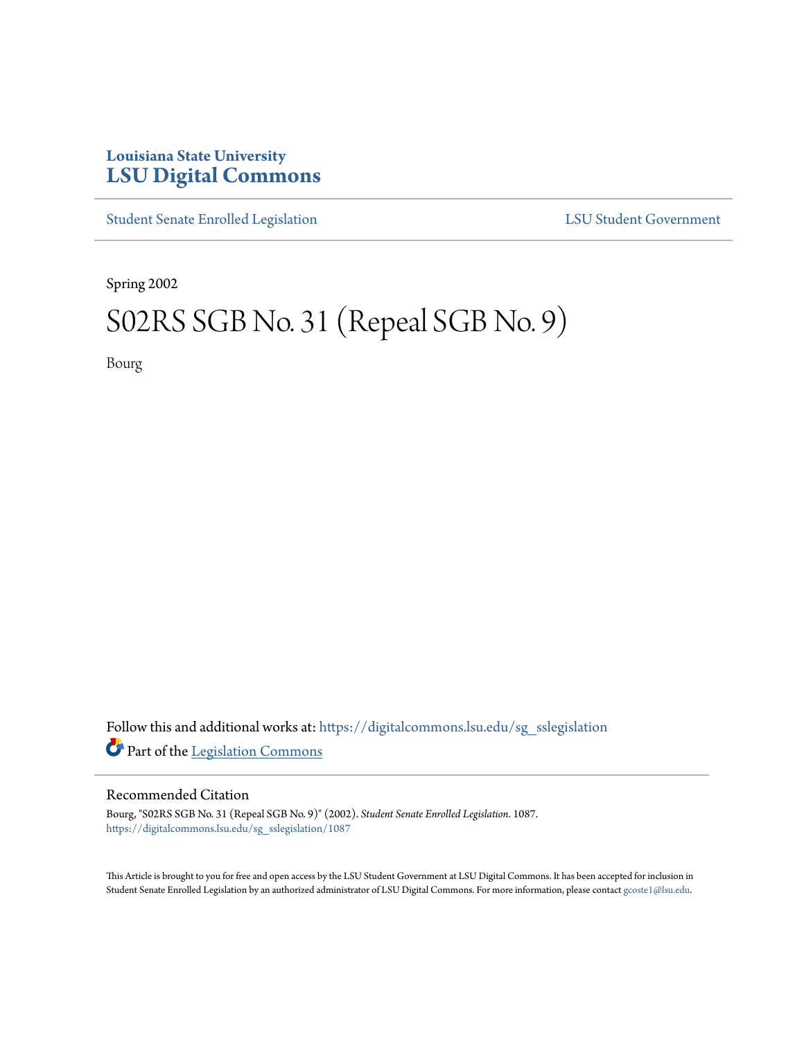Louisiana State University
# LSU Digital Commons

Student Senate Enrolled Legislation LSU Student Government

Spring 2002

# S02RS SGB No. 31 (Repeal SGB No. 9)

Bourg

Follow this and additional works at: https://digitalcommons.lsu.edu/sg_sslegislation

Part of the Legislation Commons

## Recommended Citation

Bourg, "S02RS SGB No. 31 (Repeal SGB No. 9)" (2002). *Student Senate Enrolled Legislation*. 1087.
https://digitalcommons.lsu.edu/sg_sslegislation/1087

This Article is brought to you for free and open access by the LSU Student Government at LSU Digital Commons. It has been accepted for inclusion in Student Senate Enrolled Legislation by an authorized administrator of LSU Digital Commons. For more information, please contact gcoste1@lsu.edu.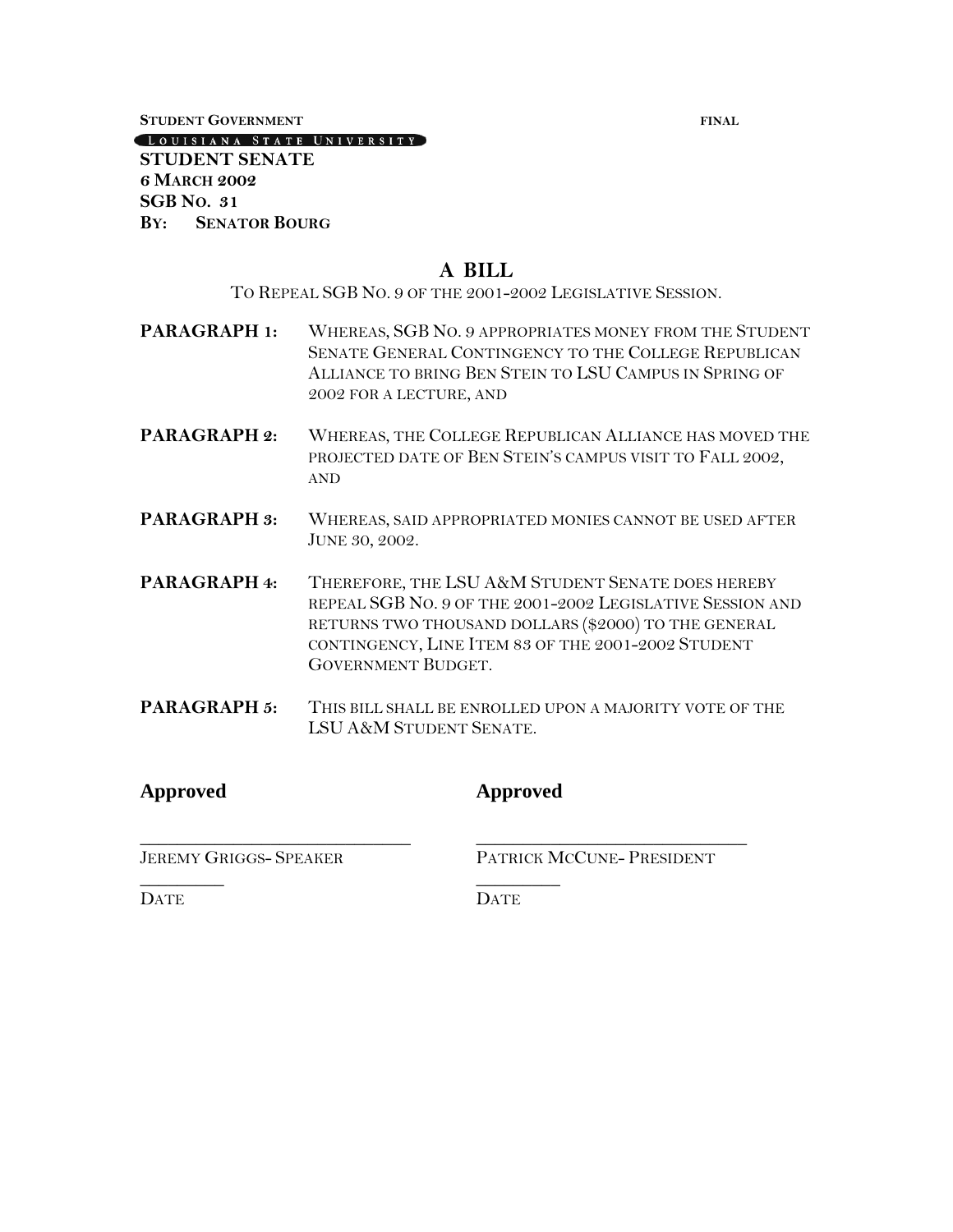**STUDENT GOVERNMENT** **FINAL**

LOUISIANA STATE UNIVERSITY

**STUDENT SENATE**
**6 MARCH 2002**
**SGB NO. 31**
**BY: SENATOR BOURG**

# A BILL

TO REPEAL SGB NO. 9 OF THE 2001-2002 LEGISLATIVE SESSION.

**PARAGRAPH 1:** WHEREAS, SGB NO. 9 APPROPRIATES MONEY FROM THE STUDENT SENATE GENERAL CONTINGENCY TO THE COLLEGE REPUBLICAN ALLIANCE TO BRING BEN STEIN TO LSU CAMPUS IN SPRING OF 2002 FOR A LECTURE, AND

**PARAGRAPH 2:** WHEREAS, THE COLLEGE REPUBLICAN ALLIANCE HAS MOVED THE PROJECTED DATE OF BEN STEIN'S CAMPUS VISIT TO FALL 2002, AND

**PARAGRAPH 3:** WHEREAS, SAID APPROPRIATED MONIES CANNOT BE USED AFTER JUNE 30, 2002.

**PARAGRAPH 4:** THEREFORE, THE LSU A&M STUDENT SENATE DOES HEREBY REPEAL SGB NO. 9 OF THE 2001-2002 LEGISLATIVE SESSION AND RETURNS TWO THOUSAND DOLLARS ($2000) TO THE GENERAL CONTINGENCY, LINE ITEM 83 OF THE 2001-2002 STUDENT GOVERNMENT BUDGET.

**PARAGRAPH 5:** THIS BILL SHALL BE ENROLLED UPON A MAJORITY VOTE OF THE LSU A&M STUDENT SENATE.

**Approved**

____________________________
JEREMY GRIGGS- SPEAKER

________
DATE

**Approved**

____________________________
PATRICK MCCUNE- PRESIDENT

________
DATE